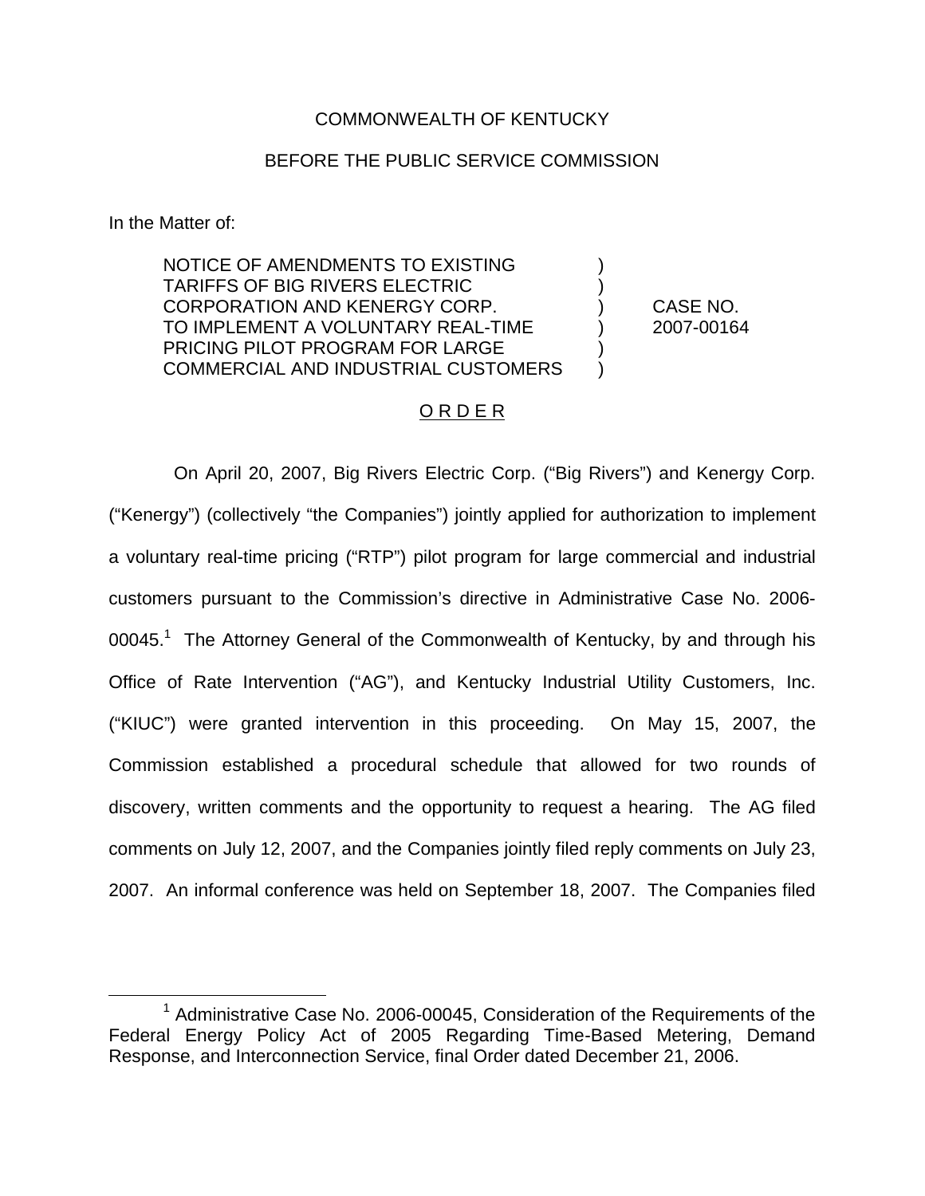COMMONWEALTH OF KENTUCKY

BEFORE THE PUBLIC SERVICE COMMISSION

In the Matter of:

| | | |
|---|---|---|
| NOTICE OF AMENDMENTS TO EXISTING TARIFFS OF BIG RIVERS ELECTRIC CORPORATION AND KENERGY CORP. TO IMPLEMENT A VOLUNTARY REAL-TIME PRICING PILOT PROGRAM FOR LARGE COMMERCIAL AND INDUSTRIAL CUSTOMERS | ) ) ) ) ) ) | CASE NO. 2007-00164 |

O R D E R

On April 20, 2007, Big Rivers Electric Corp. ("Big Rivers") and Kenergy Corp. ("Kenergy") (collectively "the Companies") jointly applied for authorization to implement a voluntary real-time pricing ("RTP") pilot program for large commercial and industrial customers pursuant to the Commission's directive in Administrative Case No. 2006-00045.[1] The Attorney General of the Commonwealth of Kentucky, by and through his Office of Rate Intervention ("AG"), and Kentucky Industrial Utility Customers, Inc. ("KIUC") were granted intervention in this proceeding. On May 15, 2007, the Commission established a procedural schedule that allowed for two rounds of discovery, written comments and the opportunity to request a hearing. The AG filed comments on July 12, 2007, and the Companies jointly filed reply comments on July 23, 2007. An informal conference was held on September 18, 2007. The Companies filed

[1] Administrative Case No. 2006-00045, Consideration of the Requirements of the Federal Energy Policy Act of 2005 Regarding Time-Based Metering, Demand Response, and Interconnection Service, final Order dated December 21, 2006.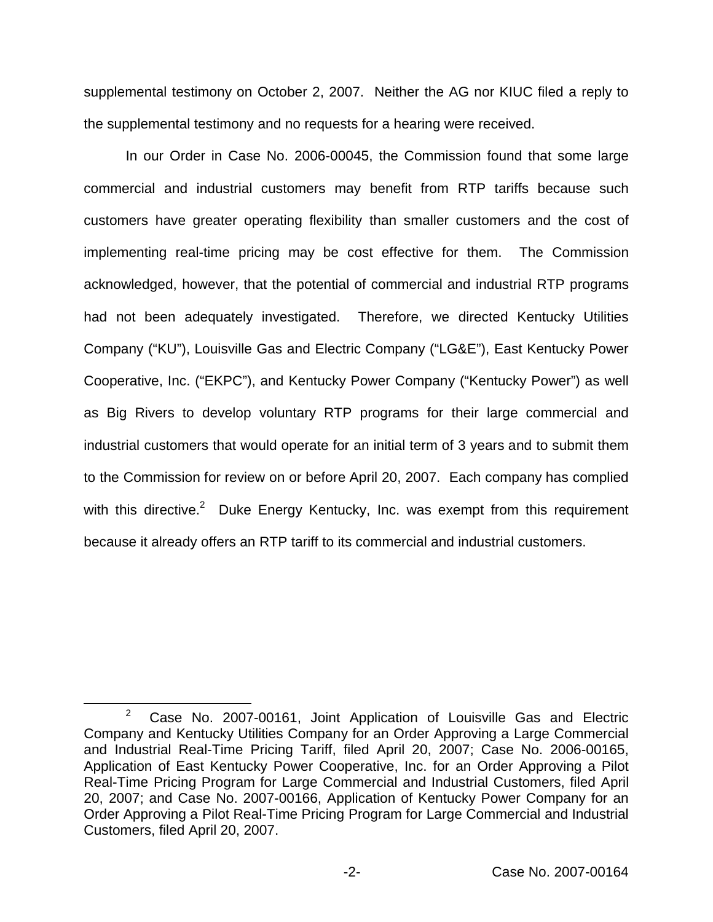supplemental testimony on October 2, 2007. Neither the AG nor KIUC filed a reply to the supplemental testimony and no requests for a hearing were received.

In our Order in Case No. 2006-00045, the Commission found that some large commercial and industrial customers may benefit from RTP tariffs because such customers have greater operating flexibility than smaller customers and the cost of implementing real-time pricing may be cost effective for them. The Commission acknowledged, however, that the potential of commercial and industrial RTP programs had not been adequately investigated. Therefore, we directed Kentucky Utilities Company ("KU"), Louisville Gas and Electric Company ("LG&E"), East Kentucky Power Cooperative, Inc. ("EKPC"), and Kentucky Power Company ("Kentucky Power") as well as Big Rivers to develop voluntary RTP programs for their large commercial and industrial customers that would operate for an initial term of 3 years and to submit them to the Commission for review on or before April 20, 2007. Each company has complied with this directive.[2] Duke Energy Kentucky, Inc. was exempt from this requirement because it already offers an RTP tariff to its commercial and industrial customers.

---

[2] Case No. 2007-00161, Joint Application of Louisville Gas and Electric Company and Kentucky Utilities Company for an Order Approving a Large Commercial and Industrial Real-Time Pricing Tariff, filed April 20, 2007; Case No. 2006-00165, Application of East Kentucky Power Cooperative, Inc. for an Order Approving a Pilot Real-Time Pricing Program for Large Commercial and Industrial Customers, filed April 20, 2007; and Case No. 2007-00166, Application of Kentucky Power Company for an Order Approving a Pilot Real-Time Pricing Program for Large Commercial and Industrial Customers, filed April 20, 2007.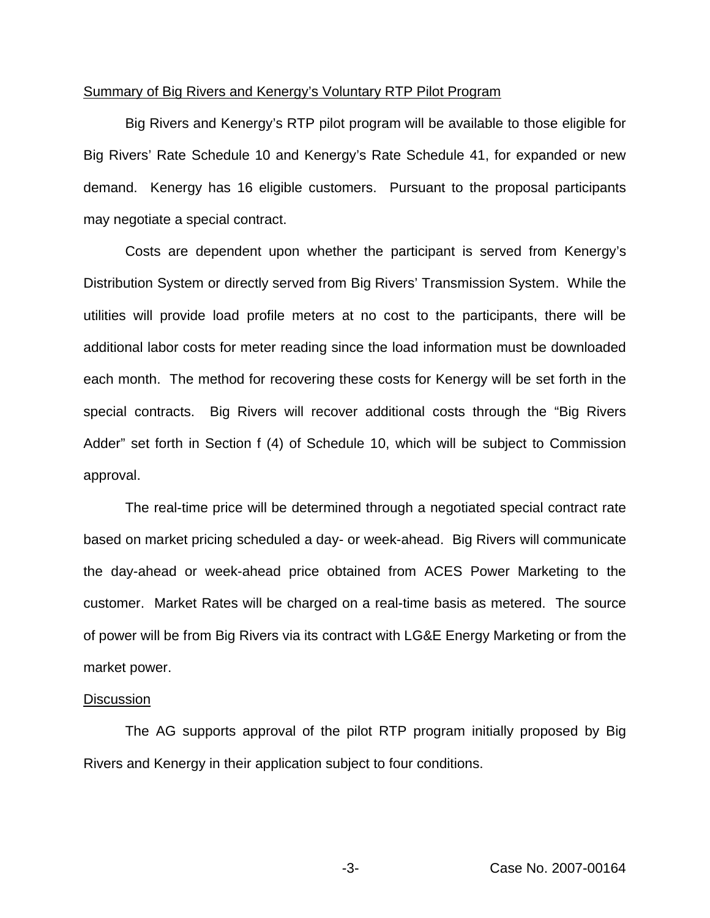Summary of Big Rivers and Kenergy's Voluntary RTP Pilot Program

Big Rivers and Kenergy's RTP pilot program will be available to those eligible for Big Rivers' Rate Schedule 10 and Kenergy's Rate Schedule 41, for expanded or new demand. Kenergy has 16 eligible customers. Pursuant to the proposal participants may negotiate a special contract.

Costs are dependent upon whether the participant is served from Kenergy's Distribution System or directly served from Big Rivers' Transmission System. While the utilities will provide load profile meters at no cost to the participants, there will be additional labor costs for meter reading since the load information must be downloaded each month. The method for recovering these costs for Kenergy will be set forth in the special contracts. Big Rivers will recover additional costs through the "Big Rivers Adder" set forth in Section f (4) of Schedule 10, which will be subject to Commission approval.

The real-time price will be determined through a negotiated special contract rate based on market pricing scheduled a day- or week-ahead. Big Rivers will communicate the day-ahead or week-ahead price obtained from ACES Power Marketing to the customer. Market Rates will be charged on a real-time basis as metered. The source of power will be from Big Rivers via its contract with LG&E Energy Marketing or from the market power.

Discussion

The AG supports approval of the pilot RTP program initially proposed by Big Rivers and Kenergy in their application subject to four conditions.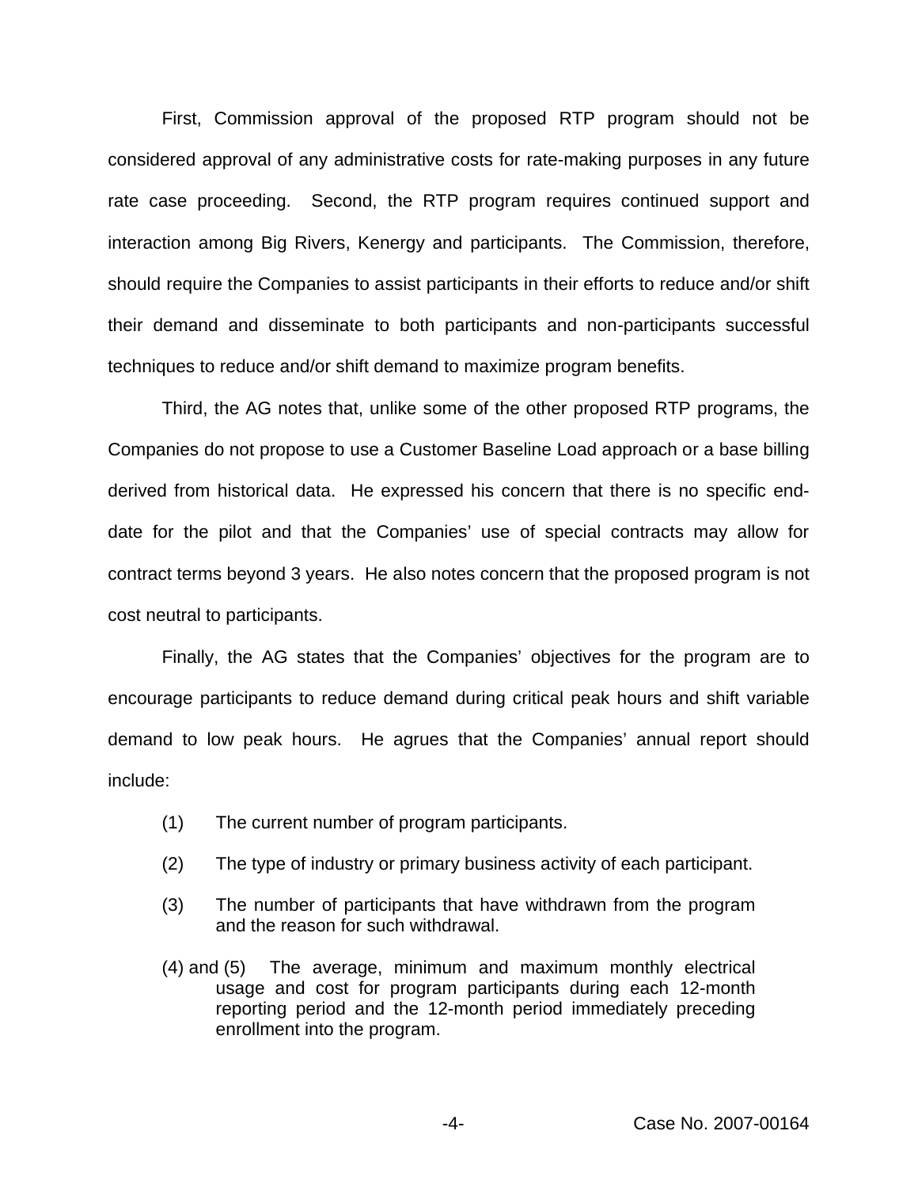First, Commission approval of the proposed RTP program should not be considered approval of any administrative costs for rate-making purposes in any future rate case proceeding. Second, the RTP program requires continued support and interaction among Big Rivers, Kenergy and participants. The Commission, therefore, should require the Companies to assist participants in their efforts to reduce and/or shift their demand and disseminate to both participants and non-participants successful techniques to reduce and/or shift demand to maximize program benefits.

Third, the AG notes that, unlike some of the other proposed RTP programs, the Companies do not propose to use a Customer Baseline Load approach or a base billing derived from historical data. He expressed his concern that there is no specific end-date for the pilot and that the Companies' use of special contracts may allow for contract terms beyond 3 years. He also notes concern that the proposed program is not cost neutral to participants.

Finally, the AG states that the Companies' objectives for the program are to encourage participants to reduce demand during critical peak hours and shift variable demand to low peak hours. He agrues that the Companies' annual report should include:

(1) The current number of program participants.

(2) The type of industry or primary business activity of each participant.

(3) The number of participants that have withdrawn from the program and the reason for such withdrawal.

(4) and (5) The average, minimum and maximum monthly electrical usage and cost for program participants during each 12-month reporting period and the 12-month period immediately preceding enrollment into the program.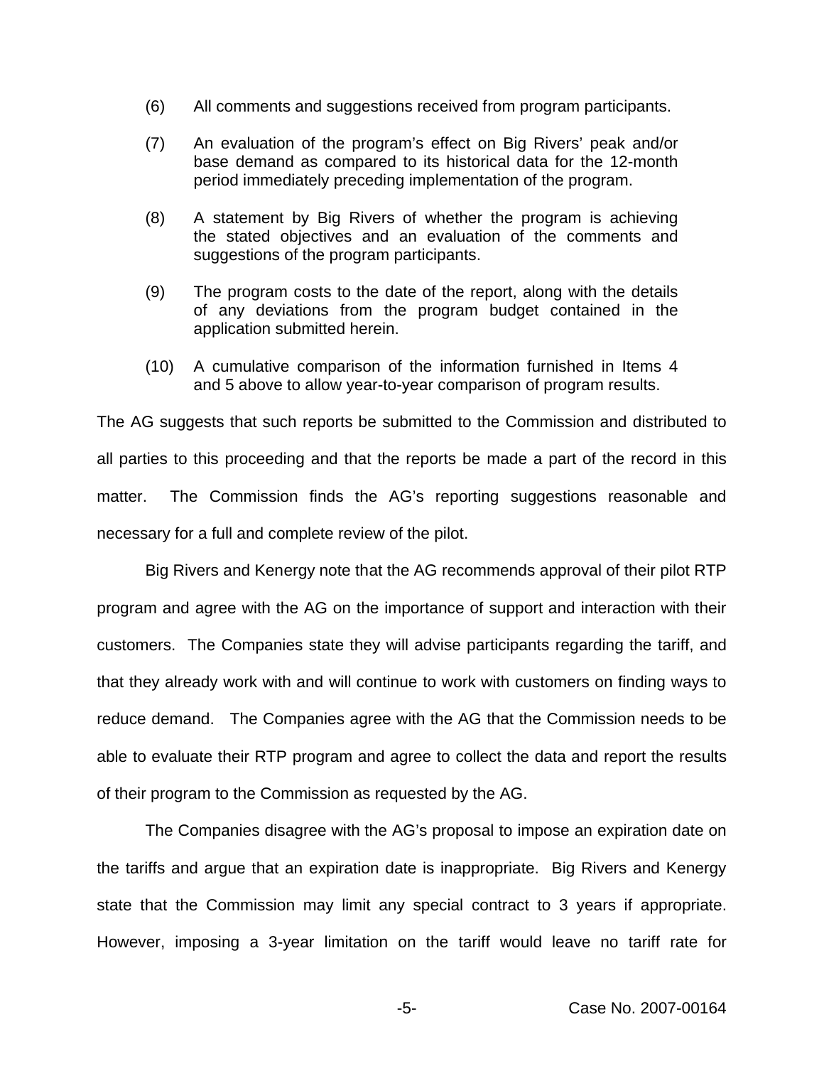(6) All comments and suggestions received from program participants.

(7) An evaluation of the program's effect on Big Rivers' peak and/or base demand as compared to its historical data for the 12-month period immediately preceding implementation of the program.

(8) A statement by Big Rivers of whether the program is achieving the stated objectives and an evaluation of the comments and suggestions of the program participants.

(9) The program costs to the date of the report, along with the details of any deviations from the program budget contained in the application submitted herein.

(10) A cumulative comparison of the information furnished in Items 4 and 5 above to allow year-to-year comparison of program results.

The AG suggests that such reports be submitted to the Commission and distributed to all parties to this proceeding and that the reports be made a part of the record in this matter. The Commission finds the AG's reporting suggestions reasonable and necessary for a full and complete review of the pilot.

Big Rivers and Kenergy note that the AG recommends approval of their pilot RTP program and agree with the AG on the importance of support and interaction with their customers. The Companies state they will advise participants regarding the tariff, and that they already work with and will continue to work with customers on finding ways to reduce demand. The Companies agree with the AG that the Commission needs to be able to evaluate their RTP program and agree to collect the data and report the results of their program to the Commission as requested by the AG.

The Companies disagree with the AG's proposal to impose an expiration date on the tariffs and argue that an expiration date is inappropriate. Big Rivers and Kenergy state that the Commission may limit any special contract to 3 years if appropriate. However, imposing a 3-year limitation on the tariff would leave no tariff rate for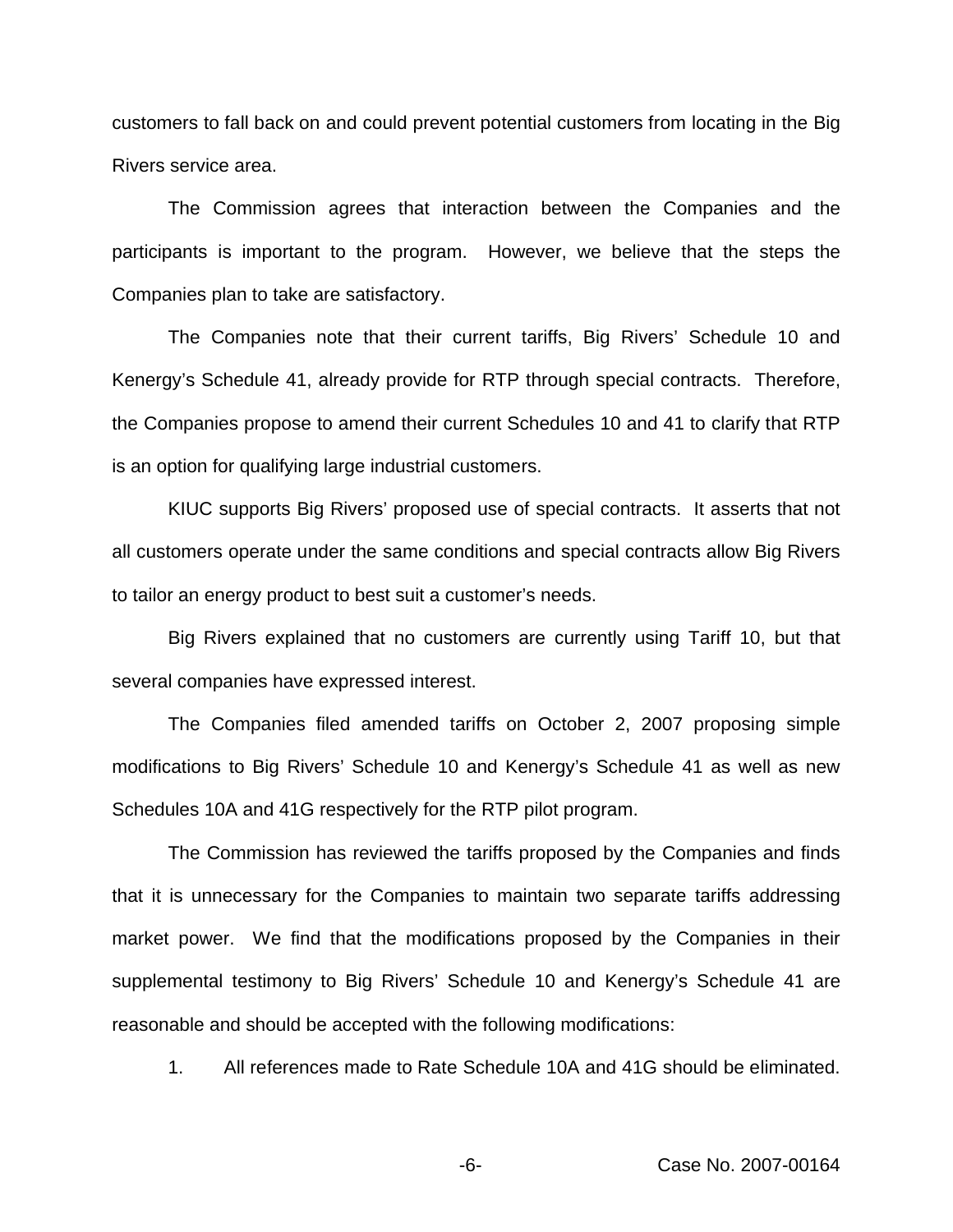customers to fall back on and could prevent potential customers from locating in the Big Rivers service area.

The Commission agrees that interaction between the Companies and the participants is important to the program. However, we believe that the steps the Companies plan to take are satisfactory.

The Companies note that their current tariffs, Big Rivers' Schedule 10 and Kenergy's Schedule 41, already provide for RTP through special contracts. Therefore, the Companies propose to amend their current Schedules 10 and 41 to clarify that RTP is an option for qualifying large industrial customers.

KIUC supports Big Rivers' proposed use of special contracts. It asserts that not all customers operate under the same conditions and special contracts allow Big Rivers to tailor an energy product to best suit a customer's needs.

Big Rivers explained that no customers are currently using Tariff 10, but that several companies have expressed interest.

The Companies filed amended tariffs on October 2, 2007 proposing simple modifications to Big Rivers' Schedule 10 and Kenergy's Schedule 41 as well as new Schedules 10A and 41G respectively for the RTP pilot program.

The Commission has reviewed the tariffs proposed by the Companies and finds that it is unnecessary for the Companies to maintain two separate tariffs addressing market power. We find that the modifications proposed by the Companies in their supplemental testimony to Big Rivers' Schedule 10 and Kenergy's Schedule 41 are reasonable and should be accepted with the following modifications:

1. All references made to Rate Schedule 10A and 41G should be eliminated.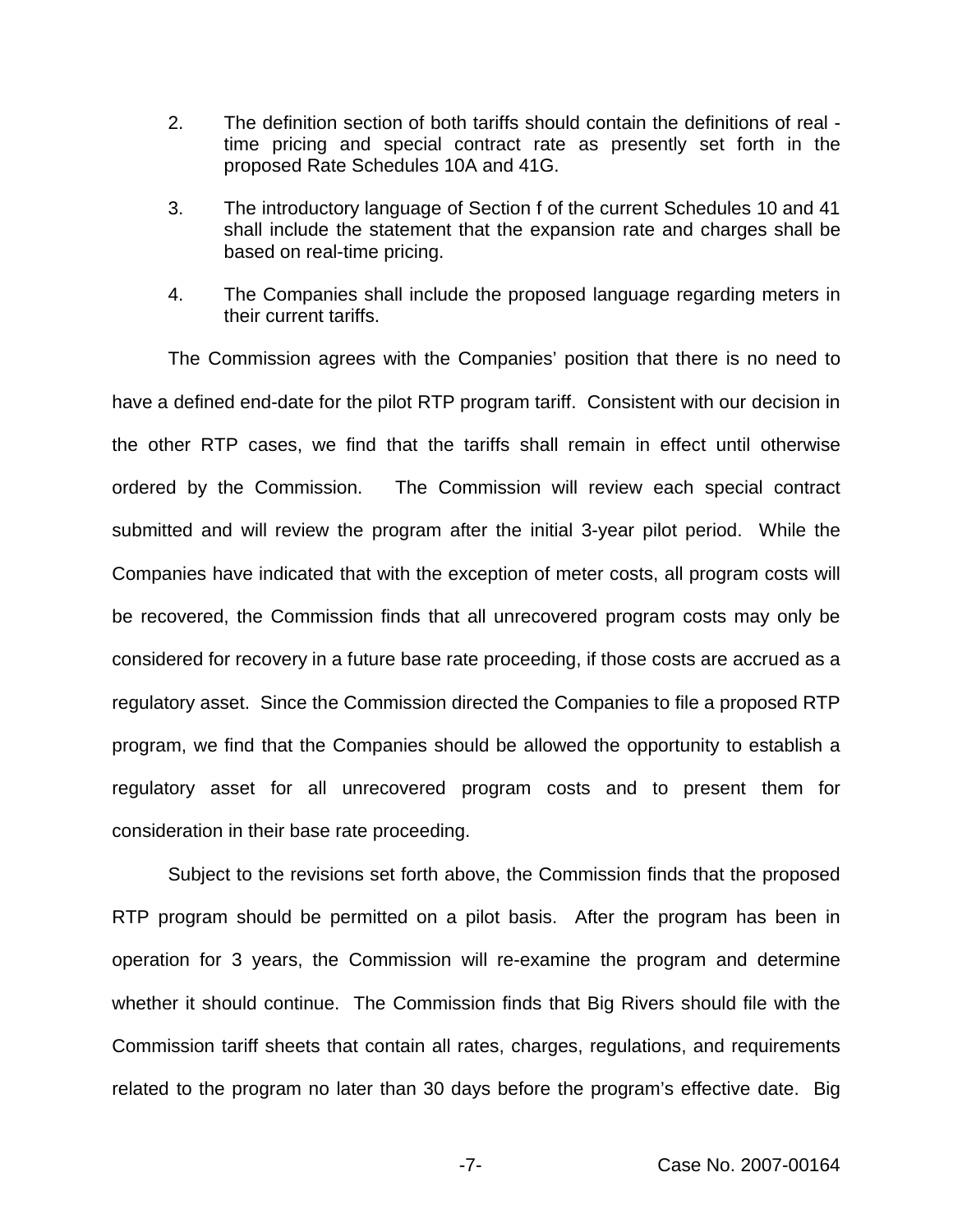2. The definition section of both tariffs should contain the definitions of real - time pricing and special contract rate as presently set forth in the proposed Rate Schedules 10A and 41G.

3. The introductory language of Section f of the current Schedules 10 and 41 shall include the statement that the expansion rate and charges shall be based on real-time pricing.

4. The Companies shall include the proposed language regarding meters in their current tariffs.

The Commission agrees with the Companies' position that there is no need to have a defined end-date for the pilot RTP program tariff. Consistent with our decision in the other RTP cases, we find that the tariffs shall remain in effect until otherwise ordered by the Commission. The Commission will review each special contract submitted and will review the program after the initial 3-year pilot period. While the Companies have indicated that with the exception of meter costs, all program costs will be recovered, the Commission finds that all unrecovered program costs may only be considered for recovery in a future base rate proceeding, if those costs are accrued as a regulatory asset. Since the Commission directed the Companies to file a proposed RTP program, we find that the Companies should be allowed the opportunity to establish a regulatory asset for all unrecovered program costs and to present them for consideration in their base rate proceeding.

Subject to the revisions set forth above, the Commission finds that the proposed RTP program should be permitted on a pilot basis. After the program has been in operation for 3 years, the Commission will re-examine the program and determine whether it should continue. The Commission finds that Big Rivers should file with the Commission tariff sheets that contain all rates, charges, regulations, and requirements related to the program no later than 30 days before the program's effective date. Big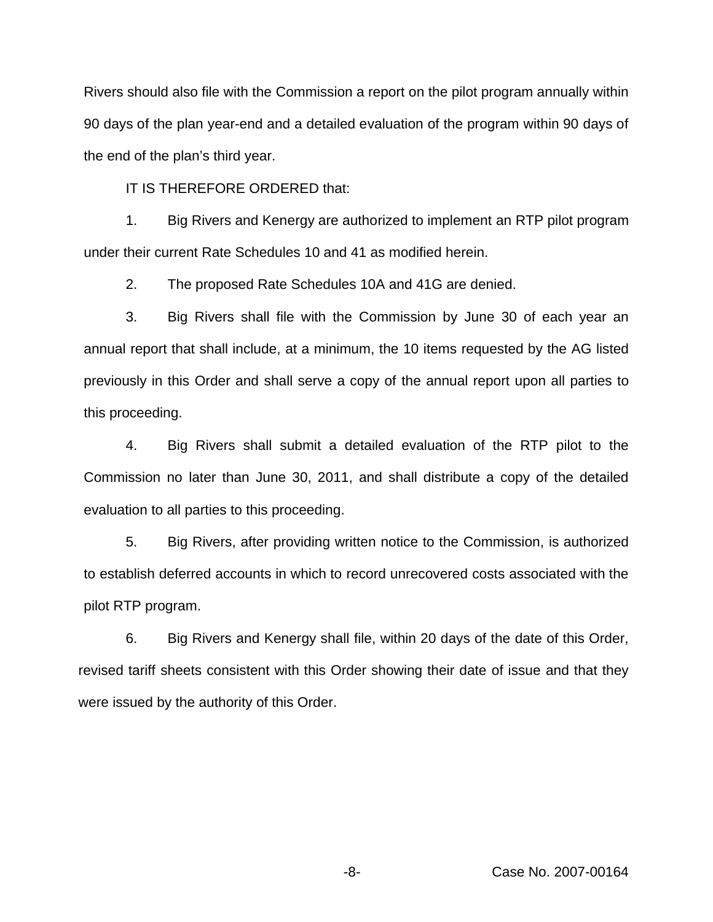Rivers should also file with the Commission a report on the pilot program annually within 90 days of the plan year-end and a detailed evaluation of the program within 90 days of the end of the plan's third year.

IT IS THEREFORE ORDERED that:

1. Big Rivers and Kenergy are authorized to implement an RTP pilot program under their current Rate Schedules 10 and 41 as modified herein.

2. The proposed Rate Schedules 10A and 41G are denied.

3. Big Rivers shall file with the Commission by June 30 of each year an annual report that shall include, at a minimum, the 10 items requested by the AG listed previously in this Order and shall serve a copy of the annual report upon all parties to this proceeding.

4. Big Rivers shall submit a detailed evaluation of the RTP pilot to the Commission no later than June 30, 2011, and shall distribute a copy of the detailed evaluation to all parties to this proceeding.

5. Big Rivers, after providing written notice to the Commission, is authorized to establish deferred accounts in which to record unrecovered costs associated with the pilot RTP program.

6. Big Rivers and Kenergy shall file, within 20 days of the date of this Order, revised tariff sheets consistent with this Order showing their date of issue and that they were issued by the authority of this Order.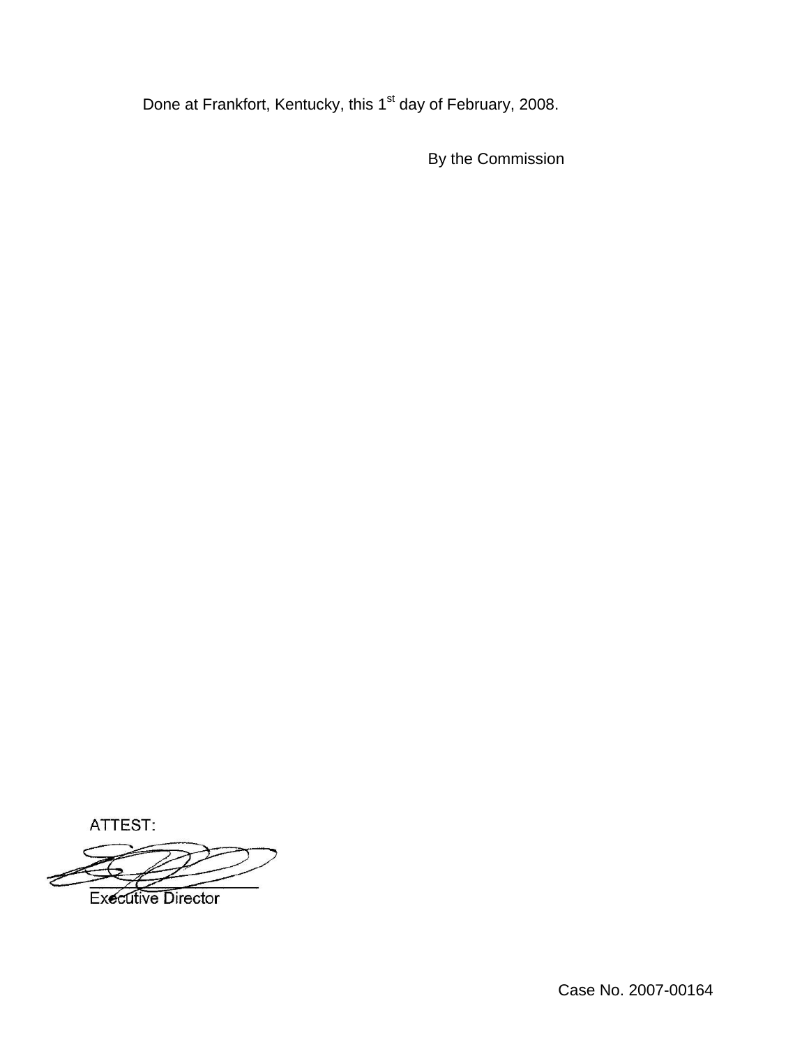Done at Frankfort, Kentucky, this 1st day of February, 2008.

By the Commission

ATTEST:

Executive Director

Case No. 2007-00164